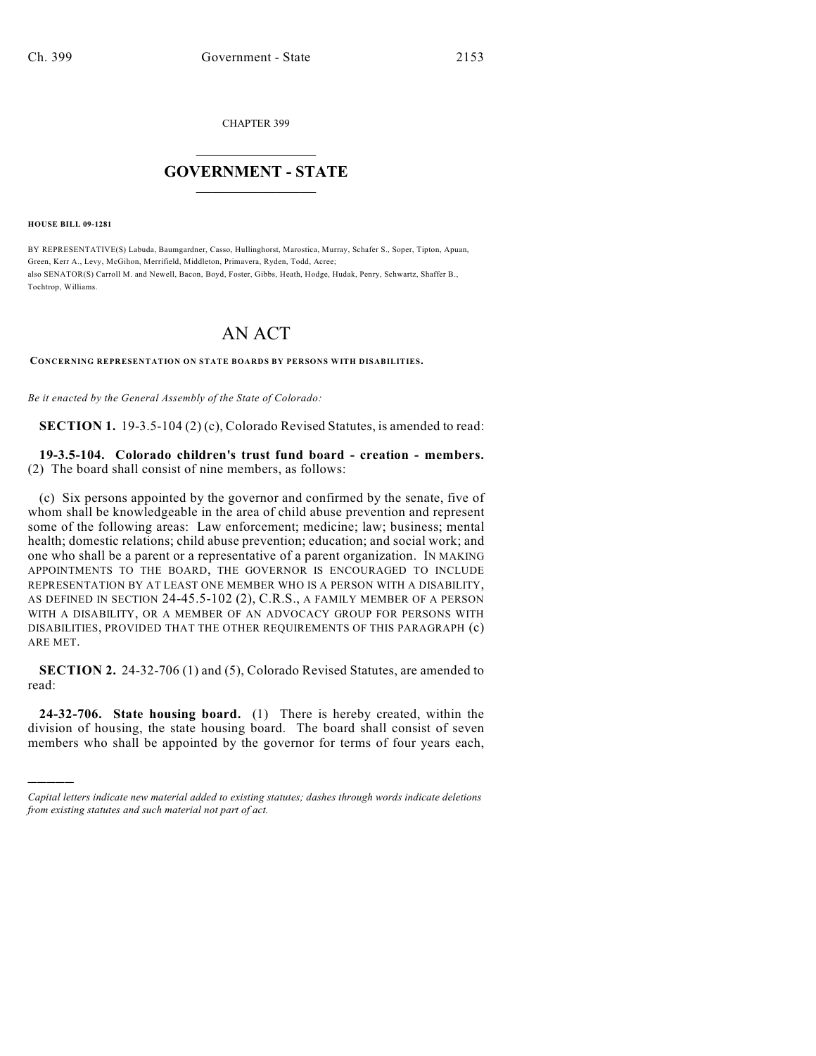CHAPTER 399

# GOVERNMENT - STATE

**HOUSE BILL 09-1281**

BY REPRESENTATIVE(S) Labuda, Baumgardner, Casso, Hullinghorst, Marostica, Murray, Schafer S., Soper, Tipton, Apuan, Green, Kerr A., Levy, McGihon, Merrifield, Middleton, Primavera, Ryden, Todd, Acree;
also SENATOR(S) Carroll M. and Newell, Bacon, Boyd, Foster, Gibbs, Heath, Hodge, Hudak, Penry, Schwartz, Shaffer B., Tochtrop, Williams.

# AN ACT

**CONCERNING REPRESENTATION ON STATE BOARDS BY PERSONS WITH DISABILITIES.**

*Be it enacted by the General Assembly of the State of Colorado:*

**SECTION 1.** 19-3.5-104 (2) (c), Colorado Revised Statutes, is amended to read:

**19-3.5-104. Colorado children's trust fund board - creation - members.** (2) The board shall consist of nine members, as follows:

(c) Six persons appointed by the governor and confirmed by the senate, five of whom shall be knowledgeable in the area of child abuse prevention and represent some of the following areas: Law enforcement; medicine; law; business; mental health; domestic relations; child abuse prevention; education; and social work; and one who shall be a parent or a representative of a parent organization. IN MAKING APPOINTMENTS TO THE BOARD, THE GOVERNOR IS ENCOURAGED TO INCLUDE REPRESENTATION BY AT LEAST ONE MEMBER WHO IS A PERSON WITH A DISABILITY, AS DEFINED IN SECTION 24-45.5-102 (2), C.R.S., A FAMILY MEMBER OF A PERSON WITH A DISABILITY, OR A MEMBER OF AN ADVOCACY GROUP FOR PERSONS WITH DISABILITIES, PROVIDED THAT THE OTHER REQUIREMENTS OF THIS PARAGRAPH (c) ARE MET.

**SECTION 2.** 24-32-706 (1) and (5), Colorado Revised Statutes, are amended to read:

**24-32-706. State housing board.** (1) There is hereby created, within the division of housing, the state housing board. The board shall consist of seven members who shall be appointed by the governor for terms of four years each,

---

*Capital letters indicate new material added to existing statutes; dashes through words indicate deletions from existing statutes and such material not part of act.*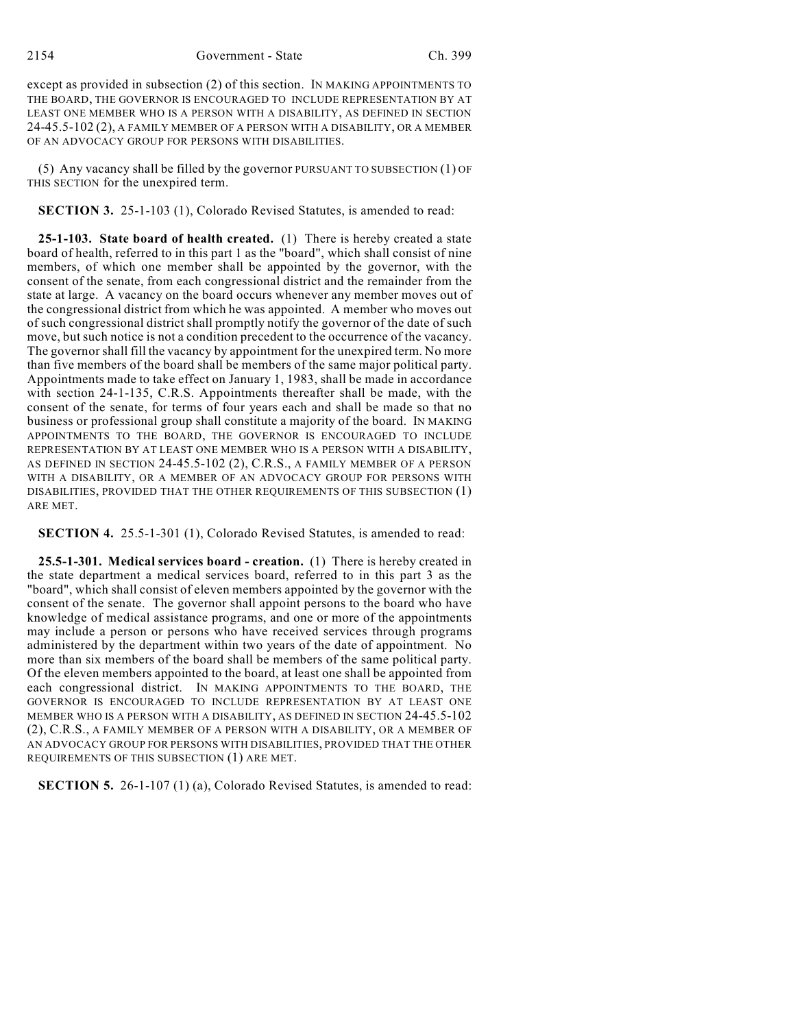except as provided in subsection (2) of this section. IN MAKING APPOINTMENTS TO THE BOARD, THE GOVERNOR IS ENCOURAGED TO INCLUDE REPRESENTATION BY AT LEAST ONE MEMBER WHO IS A PERSON WITH A DISABILITY, AS DEFINED IN SECTION 24-45.5-102 (2), A FAMILY MEMBER OF A PERSON WITH A DISABILITY, OR A MEMBER OF AN ADVOCACY GROUP FOR PERSONS WITH DISABILITIES.

(5) Any vacancy shall be filled by the governor PURSUANT TO SUBSECTION (1) OF THIS SECTION for the unexpired term.

**SECTION 3.** 25-1-103 (1), Colorado Revised Statutes, is amended to read:

**25-1-103. State board of health created.** (1) There is hereby created a state board of health, referred to in this part 1 as the "board", which shall consist of nine members, of which one member shall be appointed by the governor, with the consent of the senate, from each congressional district and the remainder from the state at large. A vacancy on the board occurs whenever any member moves out of the congressional district from which he was appointed. A member who moves out of such congressional district shall promptly notify the governor of the date of such move, but such notice is not a condition precedent to the occurrence of the vacancy. The governor shall fill the vacancy by appointment for the unexpired term. No more than five members of the board shall be members of the same major political party. Appointments made to take effect on January 1, 1983, shall be made in accordance with section 24-1-135, C.R.S. Appointments thereafter shall be made, with the consent of the senate, for terms of four years each and shall be made so that no business or professional group shall constitute a majority of the board. IN MAKING APPOINTMENTS TO THE BOARD, THE GOVERNOR IS ENCOURAGED TO INCLUDE REPRESENTATION BY AT LEAST ONE MEMBER WHO IS A PERSON WITH A DISABILITY, AS DEFINED IN SECTION 24-45.5-102 (2), C.R.S., A FAMILY MEMBER OF A PERSON WITH A DISABILITY, OR A MEMBER OF AN ADVOCACY GROUP FOR PERSONS WITH DISABILITIES, PROVIDED THAT THE OTHER REQUIREMENTS OF THIS SUBSECTION (1) ARE MET.

**SECTION 4.** 25.5-1-301 (1), Colorado Revised Statutes, is amended to read:

**25.5-1-301. Medical services board - creation.** (1) There is hereby created in the state department a medical services board, referred to in this part 3 as the "board", which shall consist of eleven members appointed by the governor with the consent of the senate. The governor shall appoint persons to the board who have knowledge of medical assistance programs, and one or more of the appointments may include a person or persons who have received services through programs administered by the department within two years of the date of appointment. No more than six members of the board shall be members of the same political party. Of the eleven members appointed to the board, at least one shall be appointed from each congressional district. IN MAKING APPOINTMENTS TO THE BOARD, THE GOVERNOR IS ENCOURAGED TO INCLUDE REPRESENTATION BY AT LEAST ONE MEMBER WHO IS A PERSON WITH A DISABILITY, AS DEFINED IN SECTION 24-45.5-102 (2), C.R.S., A FAMILY MEMBER OF A PERSON WITH A DISABILITY, OR A MEMBER OF AN ADVOCACY GROUP FOR PERSONS WITH DISABILITIES, PROVIDED THAT THE OTHER REQUIREMENTS OF THIS SUBSECTION (1) ARE MET.

**SECTION 5.** 26-1-107 (1) (a), Colorado Revised Statutes, is amended to read: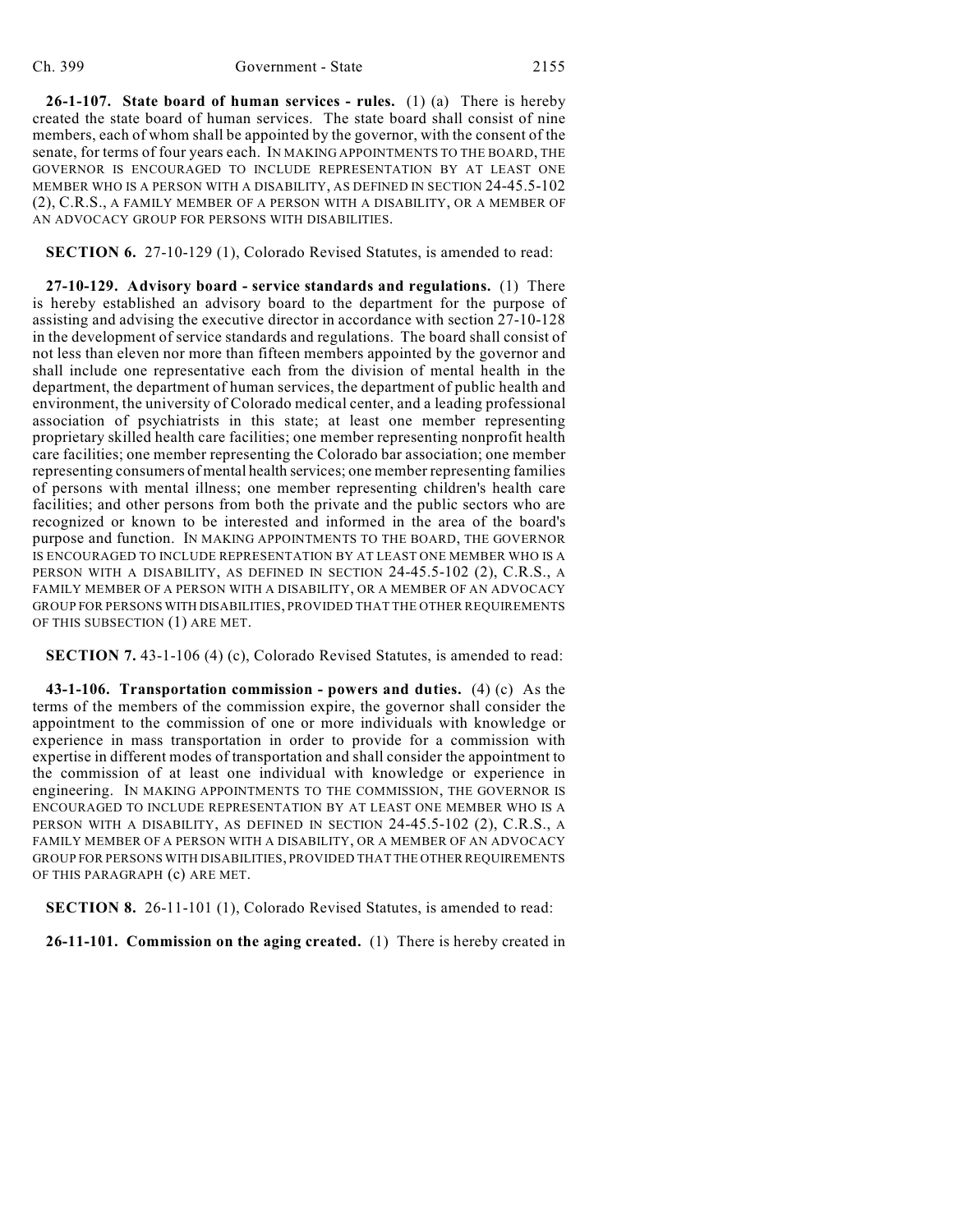**26-1-107. State board of human services - rules.** (1) (a) There is hereby created the state board of human services. The state board shall consist of nine members, each of whom shall be appointed by the governor, with the consent of the senate, for terms of four years each. IN MAKING APPOINTMENTS TO THE BOARD, THE GOVERNOR IS ENCOURAGED TO INCLUDE REPRESENTATION BY AT LEAST ONE MEMBER WHO IS A PERSON WITH A DISABILITY, AS DEFINED IN SECTION 24-45.5-102 (2), C.R.S., A FAMILY MEMBER OF A PERSON WITH A DISABILITY, OR A MEMBER OF AN ADVOCACY GROUP FOR PERSONS WITH DISABILITIES.

**SECTION 6.** 27-10-129 (1), Colorado Revised Statutes, is amended to read:

**27-10-129. Advisory board - service standards and regulations.** (1) There is hereby established an advisory board to the department for the purpose of assisting and advising the executive director in accordance with section 27-10-128 in the development of service standards and regulations. The board shall consist of not less than eleven nor more than fifteen members appointed by the governor and shall include one representative each from the division of mental health in the department, the department of human services, the department of public health and environment, the university of Colorado medical center, and a leading professional association of psychiatrists in this state; at least one member representing proprietary skilled health care facilities; one member representing nonprofit health care facilities; one member representing the Colorado bar association; one member representing consumers of mental health services; one member representing families of persons with mental illness; one member representing children's health care facilities; and other persons from both the private and the public sectors who are recognized or known to be interested and informed in the area of the board's purpose and function. IN MAKING APPOINTMENTS TO THE BOARD, THE GOVERNOR IS ENCOURAGED TO INCLUDE REPRESENTATION BY AT LEAST ONE MEMBER WHO IS A PERSON WITH A DISABILITY, AS DEFINED IN SECTION 24-45.5-102 (2), C.R.S., A FAMILY MEMBER OF A PERSON WITH A DISABILITY, OR A MEMBER OF AN ADVOCACY GROUP FOR PERSONS WITH DISABILITIES, PROVIDED THAT THE OTHER REQUIREMENTS OF THIS SUBSECTION (1) ARE MET.

**SECTION 7.** 43-1-106 (4) (c), Colorado Revised Statutes, is amended to read:

**43-1-106. Transportation commission - powers and duties.** (4) (c) As the terms of the members of the commission expire, the governor shall consider the appointment to the commission of one or more individuals with knowledge or experience in mass transportation in order to provide for a commission with expertise in different modes of transportation and shall consider the appointment to the commission of at least one individual with knowledge or experience in engineering. IN MAKING APPOINTMENTS TO THE COMMISSION, THE GOVERNOR IS ENCOURAGED TO INCLUDE REPRESENTATION BY AT LEAST ONE MEMBER WHO IS A PERSON WITH A DISABILITY, AS DEFINED IN SECTION 24-45.5-102 (2), C.R.S., A FAMILY MEMBER OF A PERSON WITH A DISABILITY, OR A MEMBER OF AN ADVOCACY GROUP FOR PERSONS WITH DISABILITIES, PROVIDED THAT THE OTHER REQUIREMENTS OF THIS PARAGRAPH (c) ARE MET.

**SECTION 8.** 26-11-101 (1), Colorado Revised Statutes, is amended to read:

**26-11-101. Commission on the aging created.** (1) There is hereby created in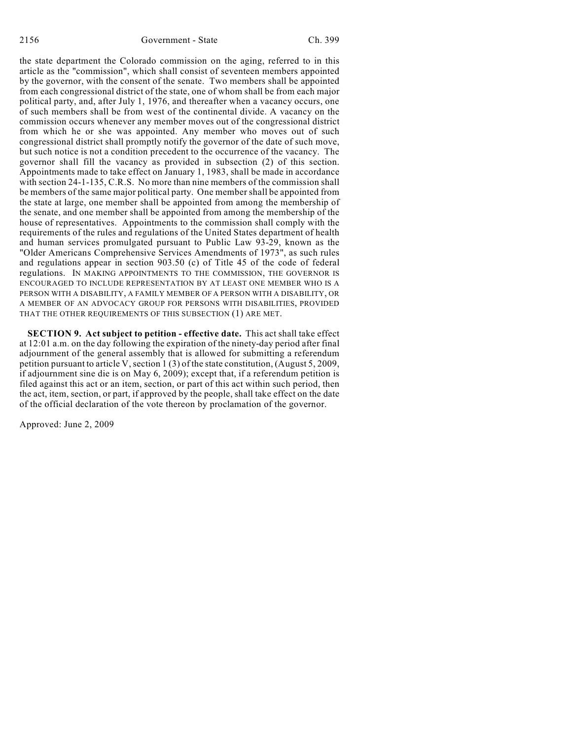the state department the Colorado commission on the aging, referred to in this article as the "commission", which shall consist of seventeen members appointed by the governor, with the consent of the senate. Two members shall be appointed from each congressional district of the state, one of whom shall be from each major political party, and, after July 1, 1976, and thereafter when a vacancy occurs, one of such members shall be from west of the continental divide. A vacancy on the commission occurs whenever any member moves out of the congressional district from which he or she was appointed. Any member who moves out of such congressional district shall promptly notify the governor of the date of such move, but such notice is not a condition precedent to the occurrence of the vacancy. The governor shall fill the vacancy as provided in subsection (2) of this section. Appointments made to take effect on January 1, 1983, shall be made in accordance with section 24-1-135, C.R.S. No more than nine members of the commission shall be members of the same major political party. One member shall be appointed from the state at large, one member shall be appointed from among the membership of the senate, and one member shall be appointed from among the membership of the house of representatives. Appointments to the commission shall comply with the requirements of the rules and regulations of the United States department of health and human services promulgated pursuant to Public Law 93-29, known as the "Older Americans Comprehensive Services Amendments of 1973", as such rules and regulations appear in section 903.50 (c) of Title 45 of the code of federal regulations. IN MAKING APPOINTMENTS TO THE COMMISSION, THE GOVERNOR IS ENCOURAGED TO INCLUDE REPRESENTATION BY AT LEAST ONE MEMBER WHO IS A PERSON WITH A DISABILITY, A FAMILY MEMBER OF A PERSON WITH A DISABILITY, OR A MEMBER OF AN ADVOCACY GROUP FOR PERSONS WITH DISABILITIES, PROVIDED THAT THE OTHER REQUIREMENTS OF THIS SUBSECTION (1) ARE MET.

**SECTION 9. Act subject to petition - effective date.** This act shall take effect at 12:01 a.m. on the day following the expiration of the ninety-day period after final adjournment of the general assembly that is allowed for submitting a referendum petition pursuant to article V, section 1 (3) of the state constitution, (August 5, 2009, if adjournment sine die is on May 6, 2009); except that, if a referendum petition is filed against this act or an item, section, or part of this act within such period, then the act, item, section, or part, if approved by the people, shall take effect on the date of the official declaration of the vote thereon by proclamation of the governor.

Approved: June 2, 2009